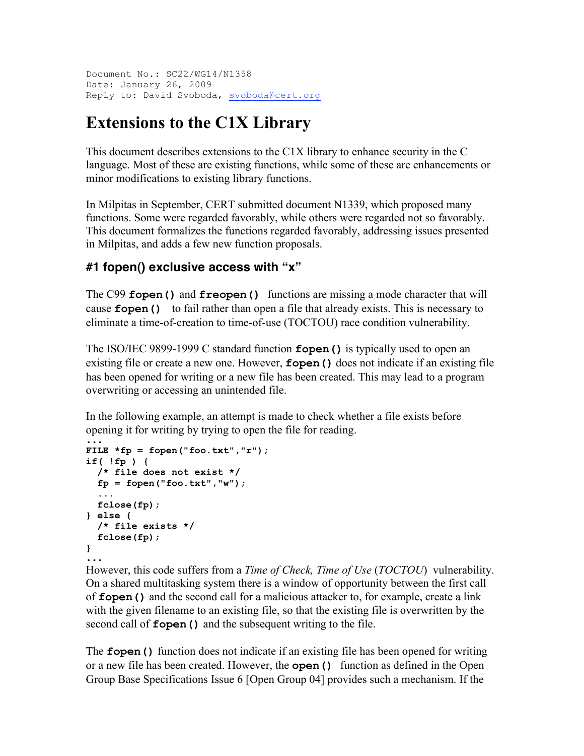Document No.: SC22/WG14/N1358
Date: January 26, 2009
Reply to: David Svoboda, svoboda@cert.org

# Extensions to the C1X Library

This document describes extensions to the C1X library to enhance security in the C language. Most of these are existing functions, while some of these are enhancements or minor modifications to existing library functions.

In Milpitas in September, CERT submitted document N1339, which proposed many functions. Some were regarded favorably, while others were regarded not so favorably. This document formalizes the functions regarded favorably, addressing issues presented in Milpitas, and adds a few new function proposals.

## #1 fopen() exclusive access with "x"

The C99 **fopen()** and **freopen()** functions are missing a mode character that will cause **fopen()** to fail rather than open a file that already exists. This is necessary to eliminate a time-of-creation to time-of-use (TOCTOU) race condition vulnerability.

The ISO/IEC 9899-1999 C standard function **fopen()** is typically used to open an existing file or create a new one. However, **fopen()** does not indicate if an existing file has been opened for writing or a new file has been created. This may lead to a program overwriting or accessing an unintended file.

In the following example, an attempt is made to check whether a file exists before opening it for writing by trying to open the file for reading.

```
...
FILE *fp = fopen("foo.txt","r");
if( !fp ) {
  /* file does not exist */
  fp = fopen("foo.txt","w");
  ...
  fclose(fp);
} else {
  /* file exists */
  fclose(fp);
}
...
```

However, this code suffers from a *Time of Check, Time of Use* (*TOCTOU*) vulnerability. On a shared multitasking system there is a window of opportunity between the first call of **fopen()** and the second call for a malicious attacker to, for example, create a link with the given filename to an existing file, so that the existing file is overwritten by the second call of **fopen()** and the subsequent writing to the file.

The **fopen()** function does not indicate if an existing file has been opened for writing or a new file has been created. However, the **open()** function as defined in the Open Group Base Specifications Issue 6 [Open Group 04] provides such a mechanism. If the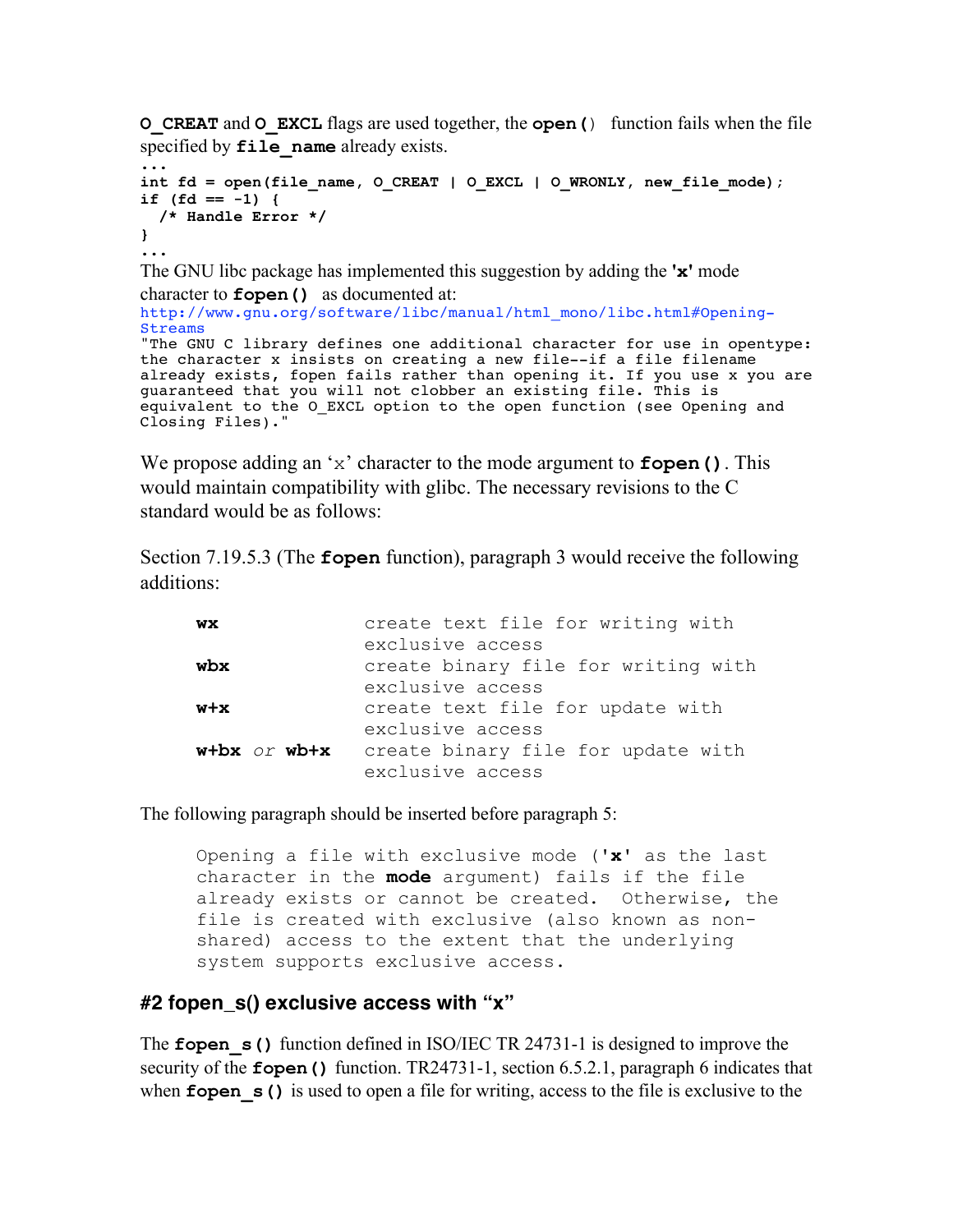**O_CREAT** and **O_EXCL** flags are used together, the **open()** function fails when the file specified by **file_name** already exists.

```
...
int fd = open(file_name, O_CREAT | O_EXCL | O_WRONLY, new_file_mode);
if (fd == -1) {
  /* Handle Error */
}
...
```

The GNU libc package has implemented this suggestion by adding the **'x'** mode character to **fopen()** as documented at:
http://www.gnu.org/software/libc/manual/html_mono/libc.html#Opening-Streams

```
"The GNU C library defines one additional character for use in opentype:
the character x insists on creating a new file--if a file filename
already exists, fopen fails rather than opening it. If you use x you are
guaranteed that you will not clobber an existing file. This is
equivalent to the O_EXCL option to the open function (see Opening and
Closing Files)."
```

We propose adding an 'x' character to the mode argument to **fopen()**. This would maintain compatibility with glibc. The necessary revisions to the C standard would be as follows:

Section 7.19.5.3 (The **fopen** function), paragraph 3 would receive the following additions:

| | |
|---|---|
| **wx** | create text file for writing with exclusive access |
| **wbx** | create binary file for writing with exclusive access |
| **w+x** | create text file for update with exclusive access |
| **w+bx** *or* **wb+x** | create binary file for update with exclusive access |

The following paragraph should be inserted before paragraph 5:

> Opening a file with exclusive mode (**'x'** as the last character in the **mode** argument) fails if the file already exists or cannot be created. Otherwise, the file is created with exclusive (also known as non-shared) access to the extent that the underlying system supports exclusive access.

### #2 fopen_s() exclusive access with "x"

The **fopen_s()** function defined in ISO/IEC TR 24731-1 is designed to improve the security of the **fopen()** function. TR24731-1, section 6.5.2.1, paragraph 6 indicates that when **fopen_s()** is used to open a file for writing, access to the file is exclusive to the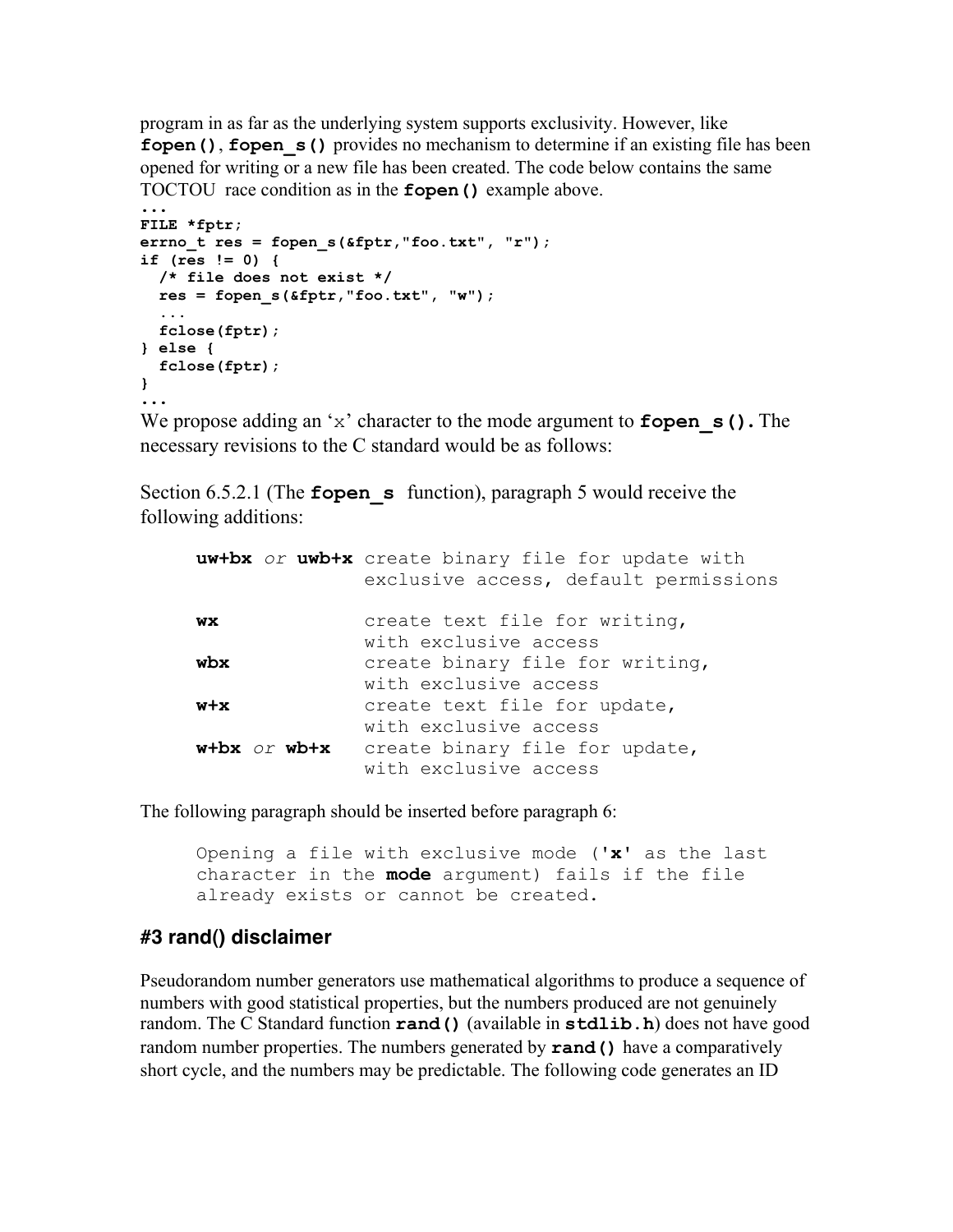program in as far as the underlying system supports exclusivity. However, like **fopen()**, **fopen_s()** provides no mechanism to determine if an existing file has been opened for writing or a new file has been created. The code below contains the same TOCTOU race condition as in the **fopen()** example above.

```
...
FILE *fptr;
errno_t res = fopen_s(&fptr,"foo.txt", "r");
if (res != 0) {
  /* file does not exist */
  res = fopen_s(&fptr,"foo.txt", "w");
  ...
  fclose(fptr);
} else {
  fclose(fptr);
}
...
```

We propose adding an 'x' character to the mode argument to **fopen_s().** The necessary revisions to the C standard would be as follows:

Section 6.5.2.1 (The **fopen_s** function), paragraph 5 would receive the following additions:

```
uw+bx or uwb+x  create binary file for update with
                exclusive access, default permissions

wx              create text file for writing,
                with exclusive access
wbx             create binary file for writing,
                with exclusive access
w+x             create text file for update,
                with exclusive access
w+bx or wb+x    create binary file for update,
                with exclusive access
```

The following paragraph should be inserted before paragraph 6:

> Opening a file with exclusive mode (**'x'** as the last character in the **mode** argument) fails if the file already exists or cannot be created.

### #3 rand() disclaimer

Pseudorandom number generators use mathematical algorithms to produce a sequence of numbers with good statistical properties, but the numbers produced are not genuinely random. The C Standard function **rand()** (available in **stdlib.h**) does not have good random number properties. The numbers generated by **rand()** have a comparatively short cycle, and the numbers may be predictable. The following code generates an ID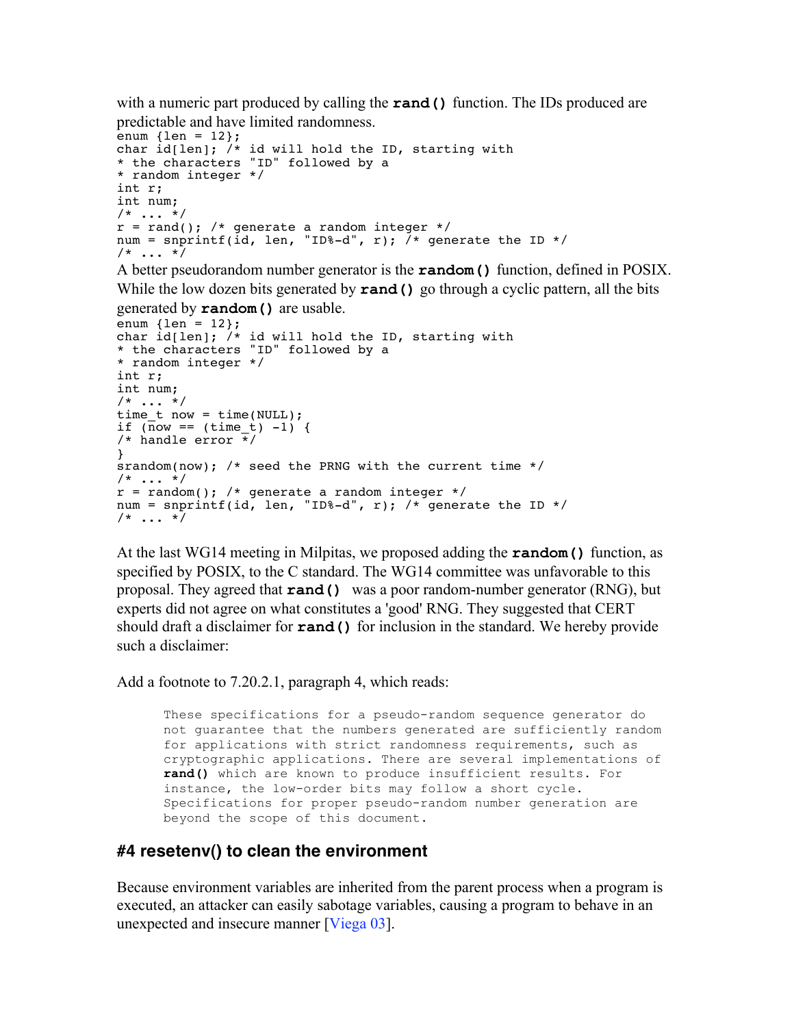with a numeric part produced by calling the **rand()** function. The IDs produced are predictable and have limited randomness.

```
enum {len = 12};
char id[len]; /* id will hold the ID, starting with
* the characters "ID" followed by a
* random integer */
int r;
int num;
/* ... */
r = rand(); /* generate a random integer */
num = snprintf(id, len, "ID%-d", r); /* generate the ID */
/* ... */
```

A better pseudorandom number generator is the **random()** function, defined in POSIX. While the low dozen bits generated by **rand()** go through a cyclic pattern, all the bits generated by **random()** are usable.

```
enum {len = 12};
char id[len]; /* id will hold the ID, starting with
* the characters "ID" followed by a
* random integer */
int r;
int num;
/* ... */
time_t now = time(NULL);
if (now == (time_t) -1) {
/* handle error */
}
srandom(now); /* seed the PRNG with the current time */
/* ... */
r = random(); /* generate a random integer */
num = snprintf(id, len, "ID%-d", r); /* generate the ID */
/* ... */
```

At the last WG14 meeting in Milpitas, we proposed adding the **random()** function, as specified by POSIX, to the C standard. The WG14 committee was unfavorable to this proposal. They agreed that **rand()** was a poor random-number generator (RNG), but experts did not agree on what constitutes a 'good' RNG. They suggested that CERT should draft a disclaimer for **rand()** for inclusion in the standard. We hereby provide such a disclaimer:

Add a footnote to 7.20.2.1, paragraph 4, which reads:

> These specifications for a pseudo-random sequence generator do not guarantee that the numbers generated are sufficiently random for applications with strict randomness requirements, such as cryptographic applications. There are several implementations of **rand()** which are known to produce insufficient results. For instance, the low-order bits may follow a short cycle. Specifications for proper pseudo-random number generation are beyond the scope of this document.

## #4 resetenv() to clean the environment

Because environment variables are inherited from the parent process when a program is executed, an attacker can easily sabotage variables, causing a program to behave in an unexpected and insecure manner [Viega 03].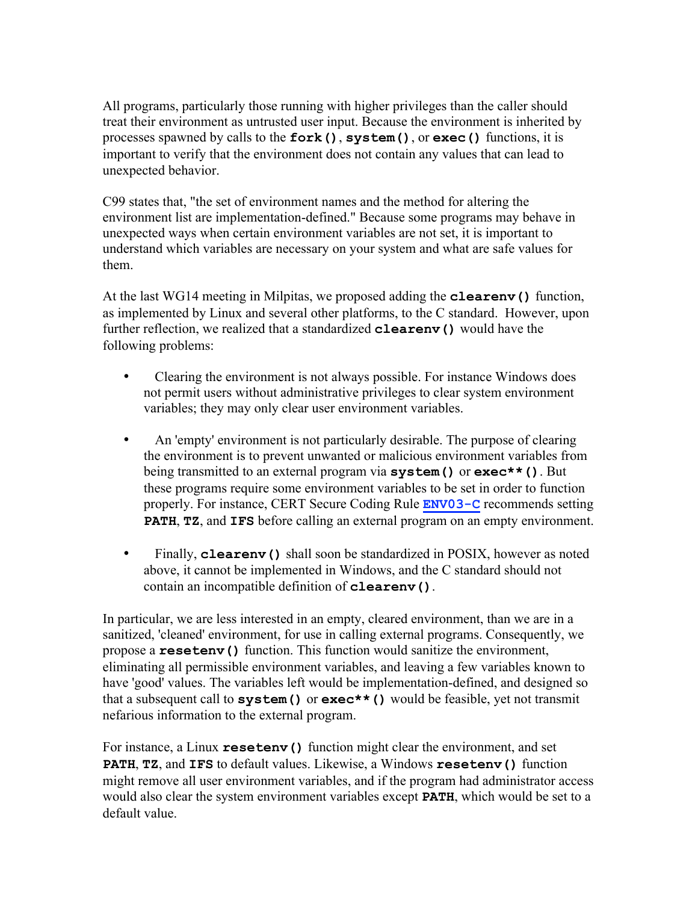All programs, particularly those running with higher privileges than the caller should treat their environment as untrusted user input. Because the environment is inherited by processes spawned by calls to the **fork()**, **system()**, or **exec()** functions, it is important to verify that the environment does not contain any values that can lead to unexpected behavior.

C99 states that, "the set of environment names and the method for altering the environment list are implementation-defined." Because some programs may behave in unexpected ways when certain environment variables are not set, it is important to understand which variables are necessary on your system and what are safe values for them.

At the last WG14 meeting in Milpitas, we proposed adding the **clearenv()** function, as implemented by Linux and several other platforms, to the C standard. However, upon further reflection, we realized that a standardized **clearenv()** would have the following problems:

- Clearing the environment is not always possible. For instance Windows does not permit users without administrative privileges to clear system environment variables; they may only clear user environment variables.

- An 'empty' environment is not particularly desirable. The purpose of clearing the environment is to prevent unwanted or malicious environment variables from being transmitted to an external program via **system()** or **exec**()**. But these programs require some environment variables to be set in order to function properly. For instance, CERT Secure Coding Rule **ENV03-C** recommends setting **PATH**, **TZ**, and **IFS** before calling an external program on an empty environment.

- Finally, **clearenv()** shall soon be standardized in POSIX, however as noted above, it cannot be implemented in Windows, and the C standard should not contain an incompatible definition of **clearenv()**.

In particular, we are less interested in an empty, cleared environment, than we are in a sanitized, 'cleaned' environment, for use in calling external programs. Consequently, we propose a **resetenv()** function. This function would sanitize the environment, eliminating all permissible environment variables, and leaving a few variables known to have 'good' values. The variables left would be implementation-defined, and designed so that a subsequent call to **system()** or **exec**()** would be feasible, yet not transmit nefarious information to the external program.

For instance, a Linux **resetenv()** function might clear the environment, and set **PATH**, **TZ**, and **IFS** to default values. Likewise, a Windows **resetenv()** function might remove all user environment variables, and if the program had administrator access would also clear the system environment variables except **PATH**, which would be set to a default value.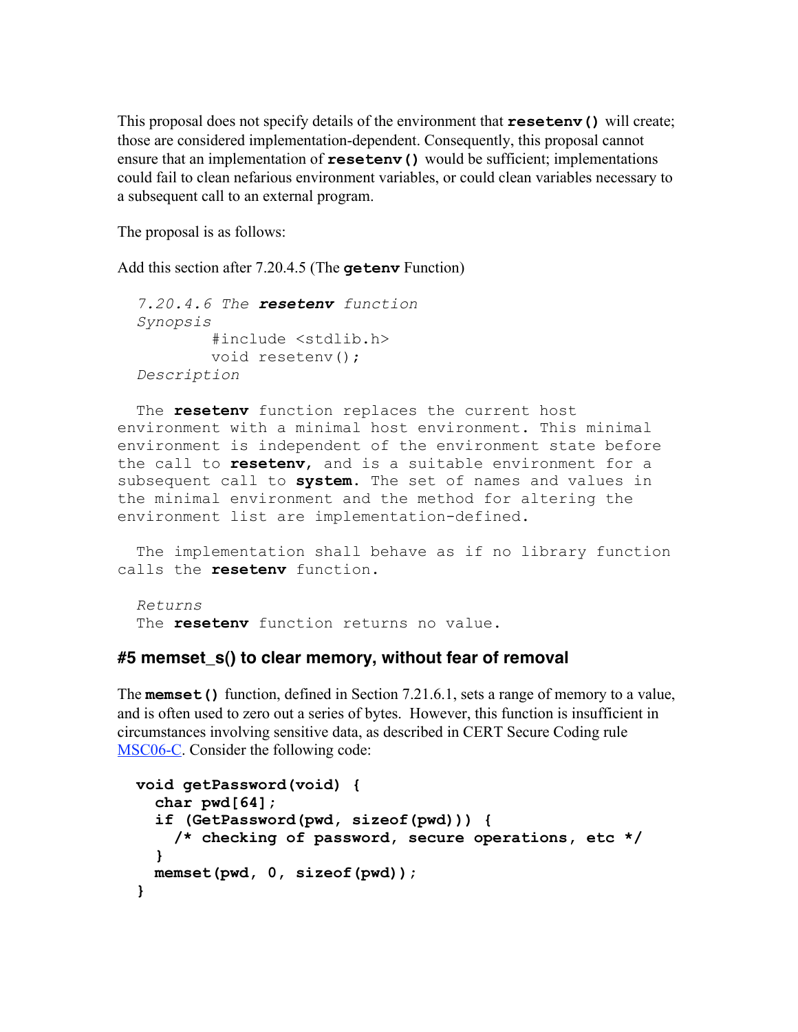This proposal does not specify details of the environment that **resetenv()** will create; those are considered implementation-dependent. Consequently, this proposal cannot ensure that an implementation of **resetenv()** would be sufficient; implementations could fail to clean nefarious environment variables, or could clean variables necessary to a subsequent call to an external program.

The proposal is as follows:

Add this section after 7.20.4.5 (The **getenv** Function)

*7.20.4.6 The **resetenv** function*

*Synopsis*

```
#include <stdlib.h>
void resetenv();
```

*Description*

The **resetenv** function replaces the current host environment with a minimal host environment. This minimal environment is independent of the environment state before the call to **resetenv**, and is a suitable environment for a subsequent call to **system**. The set of names and values in the minimal environment and the method for altering the environment list are implementation-defined.

The implementation shall behave as if no library function calls the **resetenv** function.

*Returns*

The **resetenv** function returns no value.

### #5 memset_s() to clear memory, without fear of removal

The **memset()** function, defined in Section 7.21.6.1, sets a range of memory to a value, and is often used to zero out a series of bytes. However, this function is insufficient in circumstances involving sensitive data, as described in CERT Secure Coding rule MSC06-C. Consider the following code:

```
void getPassword(void) {
  char pwd[64];
  if (GetPassword(pwd, sizeof(pwd))) {
    /* checking of password, secure operations, etc */
  }
  memset(pwd, 0, sizeof(pwd));
}
```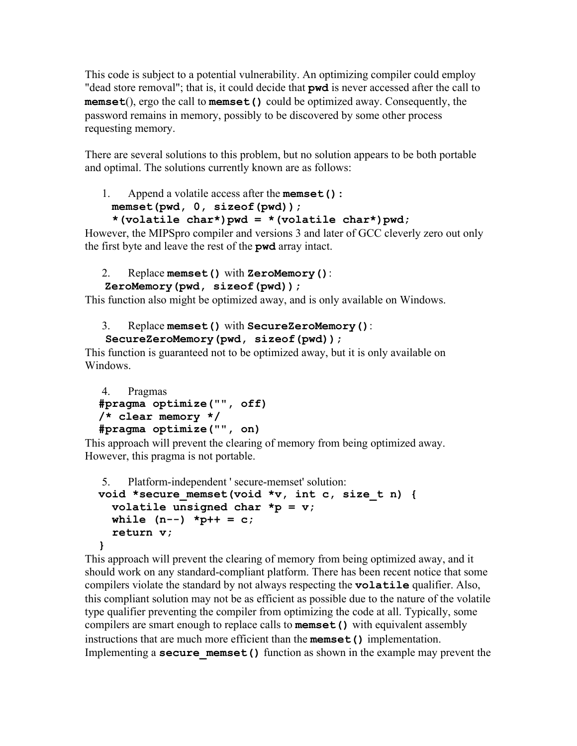This code is subject to a potential vulnerability. An optimizing compiler could employ "dead store removal"; that is, it could decide that **pwd** is never accessed after the call to **memset**(), ergo the call to **memset()** could be optimized away. Consequently, the password remains in memory, possibly to be discovered by some other process requesting memory.

There are several solutions to this problem, but no solution appears to be both portable and optimal. The solutions currently known are as follows:

1. Append a volatile access after the **memset()**:

```
memset(pwd, 0, sizeof(pwd));
*(volatile char*)pwd = *(volatile char*)pwd;
```

However, the MIPSpro compiler and versions 3 and later of GCC cleverly zero out only the first byte and leave the rest of the **pwd** array intact.

2. Replace **memset()** with **ZeroMemory()**:

```
ZeroMemory(pwd, sizeof(pwd));
```

This function also might be optimized away, and is only available on Windows.

3. Replace **memset()** with **SecureZeroMemory()**:

```
SecureZeroMemory(pwd, sizeof(pwd));
```

This function is guaranteed not to be optimized away, but it is only available on Windows.

4. Pragmas

```
#pragma optimize("", off)
/* clear memory */
#pragma optimize("", on)
```

This approach will prevent the clearing of memory from being optimized away. However, this pragma is not portable.

5. Platform-independent ' secure-memset' solution:

```
void *secure_memset(void *v, int c, size_t n) {
  volatile unsigned char *p = v;
  while (n--) *p++ = c;
  return v;
}
```

This approach will prevent the clearing of memory from being optimized away, and it should work on any standard-compliant platform. There has been recent notice that some compilers violate the standard by not always respecting the **volatile** qualifier. Also, this compliant solution may not be as efficient as possible due to the nature of the volatile type qualifier preventing the compiler from optimizing the code at all. Typically, some compilers are smart enough to replace calls to **memset()** with equivalent assembly instructions that are much more efficient than the **memset()** implementation. Implementing a **secure_memset()** function as shown in the example may prevent the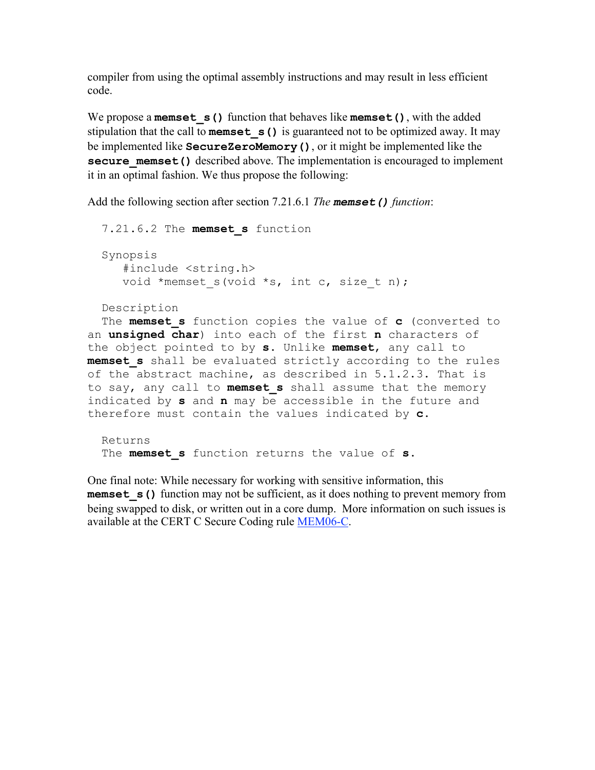compiler from using the optimal assembly instructions and may result in less efficient code.

We propose a **memset_s()** function that behaves like **memset()**, with the added stipulation that the call to **memset_s()** is guaranteed not to be optimized away. It may be implemented like **SecureZeroMemory()**, or it might be implemented like the **secure_memset()** described above. The implementation is encouraged to implement it in an optimal fashion. We thus propose the following:

Add the following section after section 7.21.6.1 *The* ***memset()*** *function*:

```
7.21.6.2 The memset_s function

Synopsis
   #include <string.h>
   void *memset_s(void *s, int c, size_t n);

Description
The memset_s function copies the value of c (converted to
an unsigned char) into each of the first n characters of
the object pointed to by s. Unlike memset, any call to
memset_s shall be evaluated strictly according to the rules
of the abstract machine, as described in 5.1.2.3. That is
to say, any call to memset_s shall assume that the memory
indicated by s and n may be accessible in the future and
therefore must contain the values indicated by c.

Returns
The memset_s function returns the value of s.
```

One final note: While necessary for working with sensitive information, this **memset_s()** function may not be sufficient, as it does nothing to prevent memory from being swapped to disk, or written out in a core dump. More information on such issues is available at the CERT C Secure Coding rule MEM06-C.